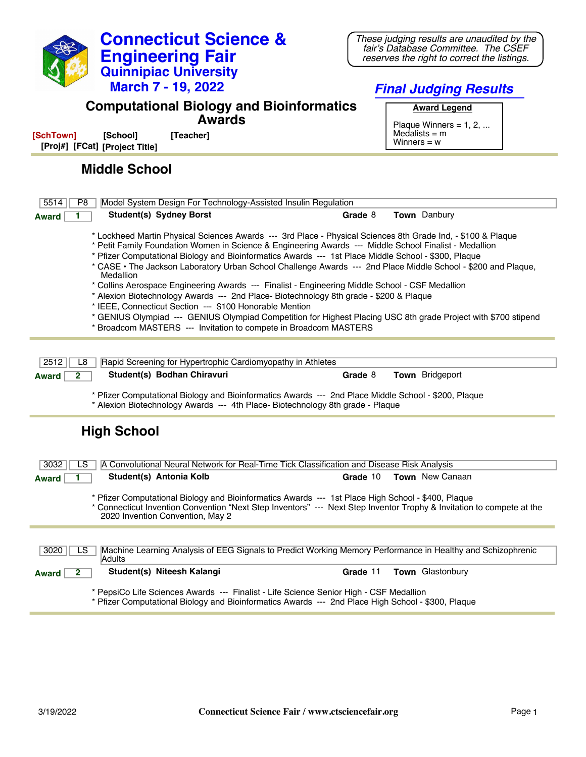# Connecticut Science & Engineering Fair
## Quinnipiac University
## March 7 - 19, 2022

*These judging results are unaudited by the fair's Database Committee. The CSEF reserves the right to correct the listings.*

## *Final Judging Results*

## Computational Biology and Bioinformatics Awards

**Award Legend**

Plaque Winners = 1, 2, ...
Medalists = m
Winners = w

[SchTown] [School] [Teacher]
[Proj#] [FCat] [Project Title]

### Middle School

**5514** | **P8** | Model System Design For Technology-Assisted Insulin Regulation

**Award** 1 — **Student(s)** Sydney Borst — **Grade** 8 — **Town** Danbury

* Lockheed Martin Physical Sciences Awards --- 3rd Place - Physical Sciences 8th Grade Ind, - $100 & Plaque
* Petit Family Foundation Women in Science & Engineering Awards --- Middle School Finalist - Medallion
* Pfizer Computational Biology and Bioinformatics Awards --- 1st Place Middle School - $300, Plaque
* CASE • The Jackson Laboratory Urban School Challenge Awards --- 2nd Place Middle School - $200 and Plaque, Medallion
* Collins Aerospace Engineering Awards --- Finalist - Engineering Middle School - CSF Medallion
* Alexion Biotechnology Awards --- 2nd Place- Biotechnology 8th grade - $200 & Plaque
* IEEE, Connecticut Section --- $100 Honorable Mention
* GENIUS Olympiad --- GENIUS Olympiad Competition for Highest Placing USC 8th grade Project with $700 stipend
* Broadcom MASTERS --- Invitation to compete in Broadcom MASTERS

---

**2512** | **L8** | Rapid Screening for Hypertrophic Cardiomyopathy in Athletes

**Award** 2 — **Student(s)** Bodhan Chiravuri — **Grade** 8 — **Town** Bridgeport

* Pfizer Computational Biology and Bioinformatics Awards --- 2nd Place Middle School - $200, Plaque
* Alexion Biotechnology Awards --- 4th Place- Biotechnology 8th grade - Plaque

---

### High School

**3032** | **LS** | A Convolutional Neural Network for Real-Time Tick Classification and Disease Risk Analysis

**Award** 1 — **Student(s)** Antonia Kolb — **Grade** 10 — **Town** New Canaan

* Pfizer Computational Biology and Bioinformatics Awards --- 1st Place High School - $400, Plaque
* Connecticut Invention Convention "Next Step Inventors" --- Next Step Inventor Trophy & Invitation to compete at the 2020 Invention Convention, May 2

---

**3020** | **LS** | Machine Learning Analysis of EEG Signals to Predict Working Memory Performance in Healthy and Schizophrenic Adults

**Award** 2 — **Student(s)** Niteesh Kalangi — **Grade** 11 — **Town** Glastonbury

* PepsiCo Life Sciences Awards --- Finalist - Life Science Senior High - CSF Medallion
* Pfizer Computational Biology and Bioinformatics Awards --- 2nd Place High School - $300, Plaque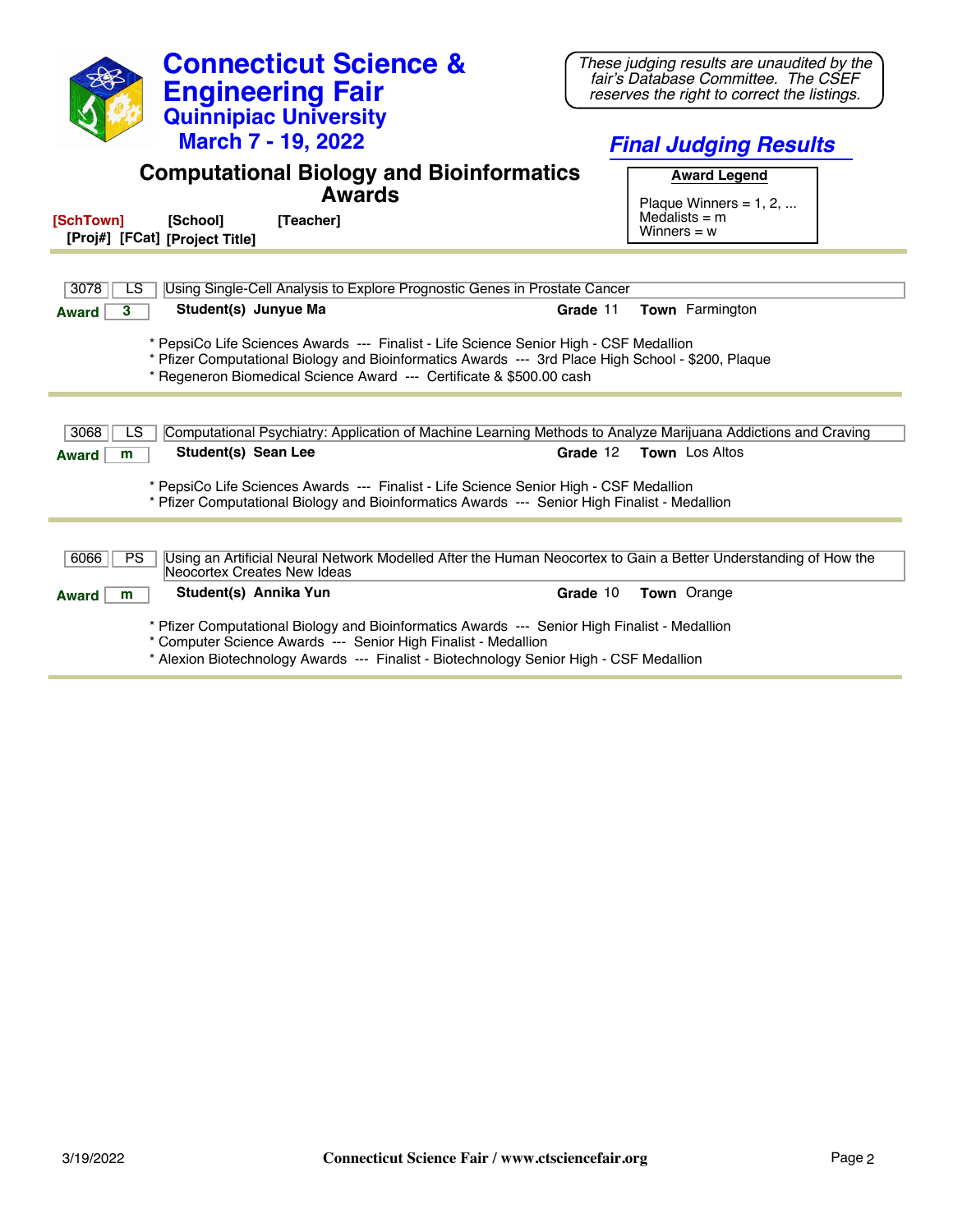# Connecticut Science & Engineering Fair

## Quinnipiac University

## March 7 - 19, 2022

*These judging results are unaudited by the fair's Database Committee. The CSEF reserves the right to correct the listings.*

## *Final Judging Results*

## Computational Biology and Bioinformatics Awards

**Award Legend**

Plaque Winners = 1, 2, ...
Medalists = m
Winners = w

**[SchTown]** **[School]** **[Teacher]**
**[Proj#]** **[FCat]** **[Project Title]**

---

**3078** | **LS** | Using Single-Cell Analysis to Explore Prognostic Genes in Prostate Cancer

**Award** 3 — **Student(s)** Junyue Ma — **Grade** 11 — **Town** Farmington

* PepsiCo Life Sciences Awards --- Finalist - Life Science Senior High - CSF Medallion
* Pfizer Computational Biology and Bioinformatics Awards --- 3rd Place High School - $200, Plaque
* Regeneron Biomedical Science Award --- Certificate & $500.00 cash

---

**3068** | **LS** | Computational Psychiatry: Application of Machine Learning Methods to Analyze Marijuana Addictions and Craving

**Award** m — **Student(s)** Sean Lee — **Grade** 12 — **Town** Los Altos

* PepsiCo Life Sciences Awards --- Finalist - Life Science Senior High - CSF Medallion
* Pfizer Computational Biology and Bioinformatics Awards --- Senior High Finalist - Medallion

---

**6066** | **PS** | Using an Artificial Neural Network Modelled After the Human Neocortex to Gain a Better Understanding of How the Neocortex Creates New Ideas

**Award** m — **Student(s)** Annika Yun — **Grade** 10 — **Town** Orange

* Pfizer Computational Biology and Bioinformatics Awards --- Senior High Finalist - Medallion
* Computer Science Awards --- Senior High Finalist - Medallion
* Alexion Biotechnology Awards --- Finalist - Biotechnology Senior High - CSF Medallion

---

3/19/2022 Connecticut Science Fair / www.ctsciencefair.org